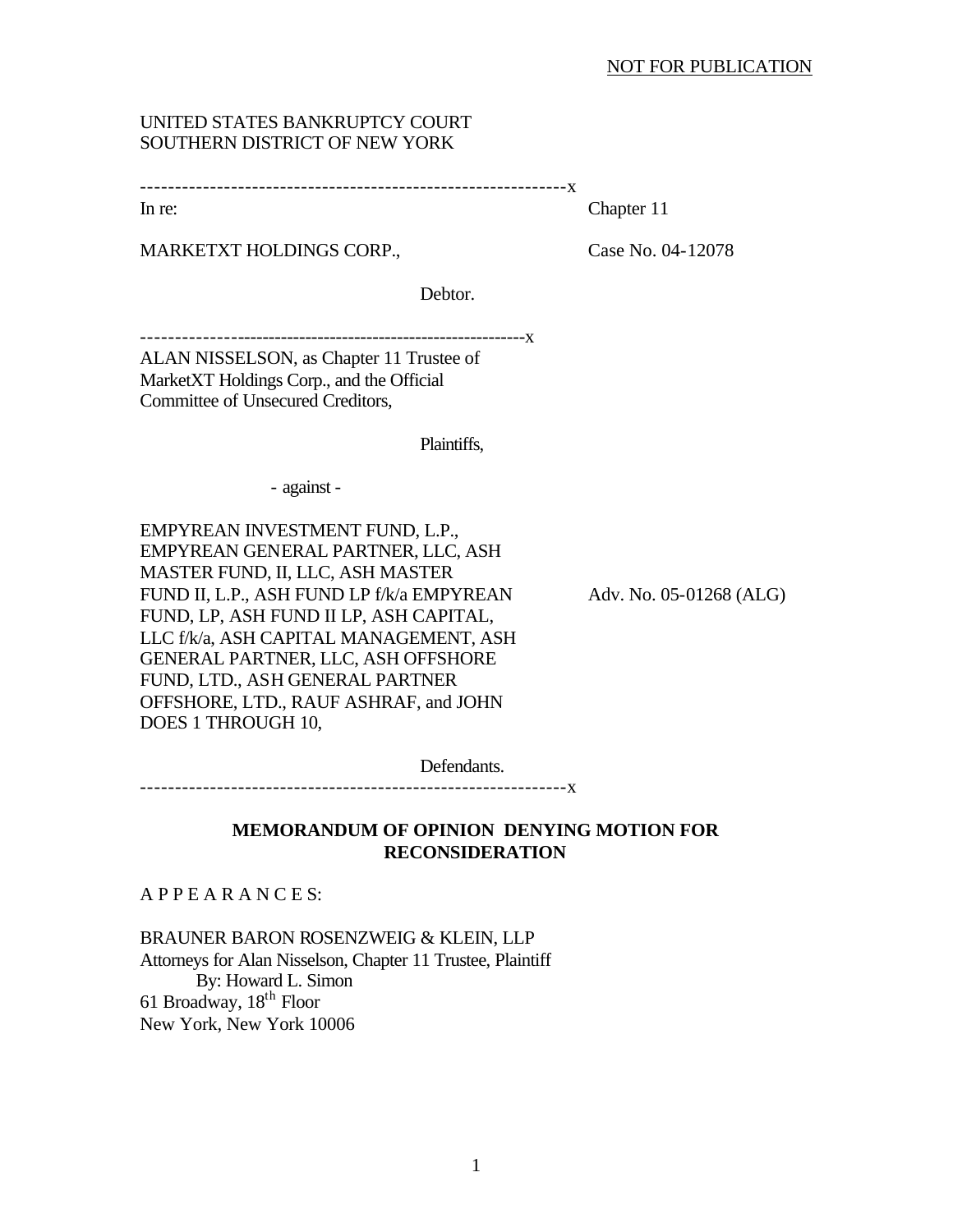NOT FOR PUBLICATION

UNITED STATES BANKRUPTCY COURT
SOUTHERN DISTRICT OF NEW YORK

---------------------------------------------------------------x

In re: Chapter 11

MARKETXT HOLDINGS CORP., Case No. 04-12078

Debtor.

---------------------------------------------------------------x

ALAN NISSELSON, as Chapter 11 Trustee of MarketXT Holdings Corp., and the Official Committee of Unsecured Creditors,

Plaintiffs,

- against -

EMPYREAN INVESTMENT FUND, L.P., EMPYREAN GENERAL PARTNER, LLC, ASH MASTER FUND, II, LLC, ASH MASTER FUND II, L.P., ASH FUND LP f/k/a EMPYREAN FUND, LP, ASH FUND II LP, ASH CAPITAL, LLC f/k/a, ASH CAPITAL MANAGEMENT, ASH GENERAL PARTNER, LLC, ASH OFFSHORE FUND, LTD., ASH GENERAL PARTNER OFFSHORE, LTD., RAUF ASHRAF, and JOHN DOES 1 THROUGH 10,

Adv. No. 05-01268 (ALG)

Defendants.

---------------------------------------------------------------x

**MEMORANDUM OF OPINION DENYING MOTION FOR RECONSIDERATION**

A P P E A R A N C E S:

BRAUNER BARON ROSENZWEIG & KLEIN, LLP
Attorneys for Alan Nisselson, Chapter 11 Trustee, Plaintiff
By: Howard L. Simon
61 Broadway, 18th Floor
New York, New York 10006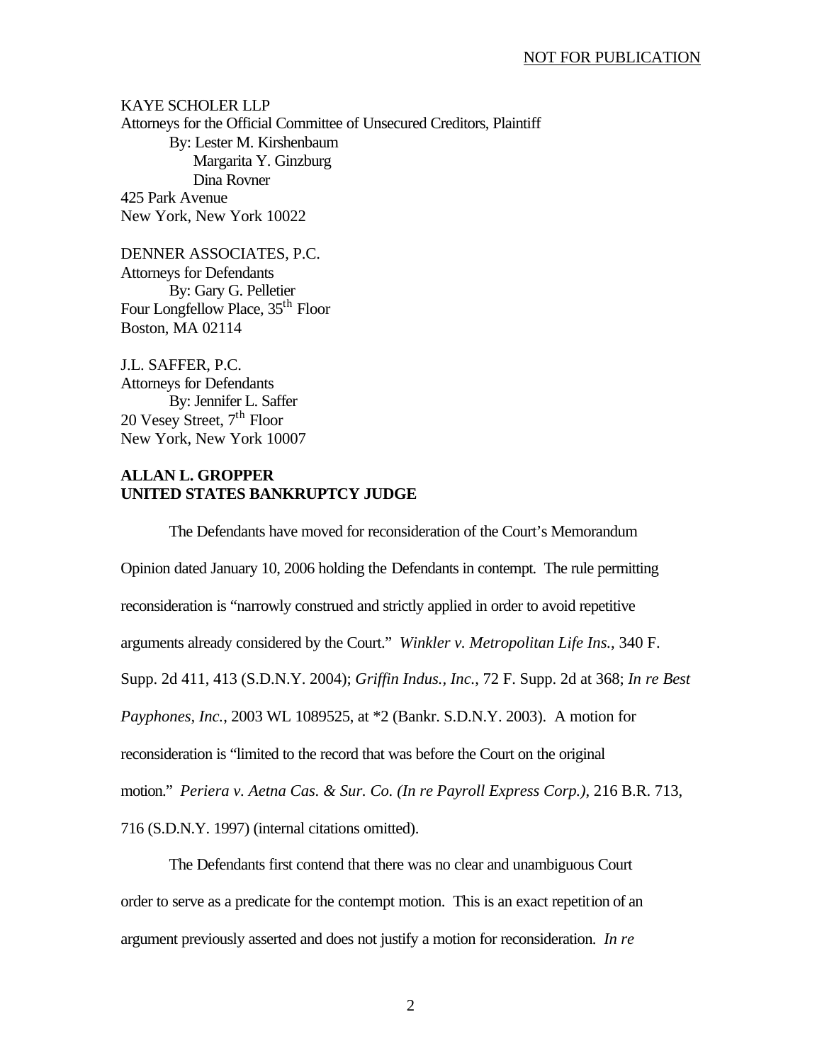NOT FOR PUBLICATION

KAYE SCHOLER LLP
Attorneys for the Official Committee of Unsecured Creditors, Plaintiff
By: Lester M. Kirshenbaum
Margarita Y. Ginzburg
Dina Rovner
425 Park Avenue
New York, New York 10022

DENNER ASSOCIATES, P.C.
Attorneys for Defendants
By: Gary G. Pelletier
Four Longfellow Place, 35th Floor
Boston, MA 02114

J.L. SAFFER, P.C.
Attorneys for Defendants
By: Jennifer L. Saffer
20 Vesey Street, 7th Floor
New York, New York 10007

**ALLAN L. GROPPER**
**UNITED STATES BANKRUPTCY JUDGE**

The Defendants have moved for reconsideration of the Court's Memorandum Opinion dated January 10, 2006 holding the Defendants in contempt. The rule permitting reconsideration is "narrowly construed and strictly applied in order to avoid repetitive arguments already considered by the Court." *Winkler v. Metropolitan Life Ins.*, 340 F. Supp. 2d 411, 413 (S.D.N.Y. 2004); *Griffin Indus., Inc.*, 72 F. Supp. 2d at 368; *In re Best Payphones, Inc.*, 2003 WL 1089525, at *2 (Bankr. S.D.N.Y. 2003). A motion for reconsideration is "limited to the record that was before the Court on the original motion." *Periera v. Aetna Cas. & Sur. Co. (In re Payroll Express Corp.)*, 216 B.R. 713, 716 (S.D.N.Y. 1997) (internal citations omitted).

The Defendants first contend that there was no clear and unambiguous Court order to serve as a predicate for the contempt motion. This is an exact repetition of an argument previously asserted and does not justify a motion for reconsideration. *In re*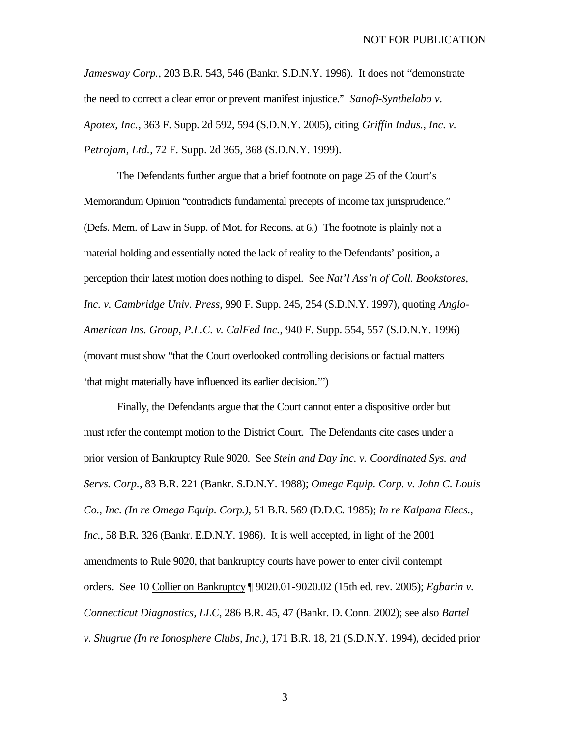*Jamesway Corp.*, 203 B.R. 543, 546 (Bankr. S.D.N.Y. 1996). It does not "demonstrate the need to correct a clear error or prevent manifest injustice." *Sanofi-Synthelabo v. Apotex, Inc.*, 363 F. Supp. 2d 592, 594 (S.D.N.Y. 2005), citing *Griffin Indus., Inc. v. Petrojam, Ltd.*, 72 F. Supp. 2d 365, 368 (S.D.N.Y. 1999).

The Defendants further argue that a brief footnote on page 25 of the Court's Memorandum Opinion "contradicts fundamental precepts of income tax jurisprudence." (Defs. Mem. of Law in Supp. of Mot. for Recons. at 6.) The footnote is plainly not a material holding and essentially noted the lack of reality to the Defendants' position, a perception their latest motion does nothing to dispel. See *Nat'l Ass'n of Coll. Bookstores, Inc. v. Cambridge Univ. Press*, 990 F. Supp. 245, 254 (S.D.N.Y. 1997), quoting *Anglo-American Ins. Group, P.L.C. v. CalFed Inc.*, 940 F. Supp. 554, 557 (S.D.N.Y. 1996) (movant must show "that the Court overlooked controlling decisions or factual matters 'that might materially have influenced its earlier decision.'")

Finally, the Defendants argue that the Court cannot enter a dispositive order but must refer the contempt motion to the District Court. The Defendants cite cases under a prior version of Bankruptcy Rule 9020. See *Stein and Day Inc. v. Coordinated Sys. and Servs. Corp.*, 83 B.R. 221 (Bankr. S.D.N.Y. 1988); *Omega Equip. Corp. v. John C. Louis Co., Inc. (In re Omega Equip. Corp.)*, 51 B.R. 569 (D.D.C. 1985); *In re Kalpana Elecs., Inc.*, 58 B.R. 326 (Bankr. E.D.N.Y. 1986). It is well accepted, in light of the 2001 amendments to Rule 9020, that bankruptcy courts have power to enter civil contempt orders. See 10 Collier on Bankruptcy ¶ 9020.01-9020.02 (15th ed. rev. 2005); *Egbarin v. Connecticut Diagnostics, LLC*, 286 B.R. 45, 47 (Bankr. D. Conn. 2002); see also *Bartel v. Shugrue (In re Ionosphere Clubs, Inc.)*, 171 B.R. 18, 21 (S.D.N.Y. 1994), decided prior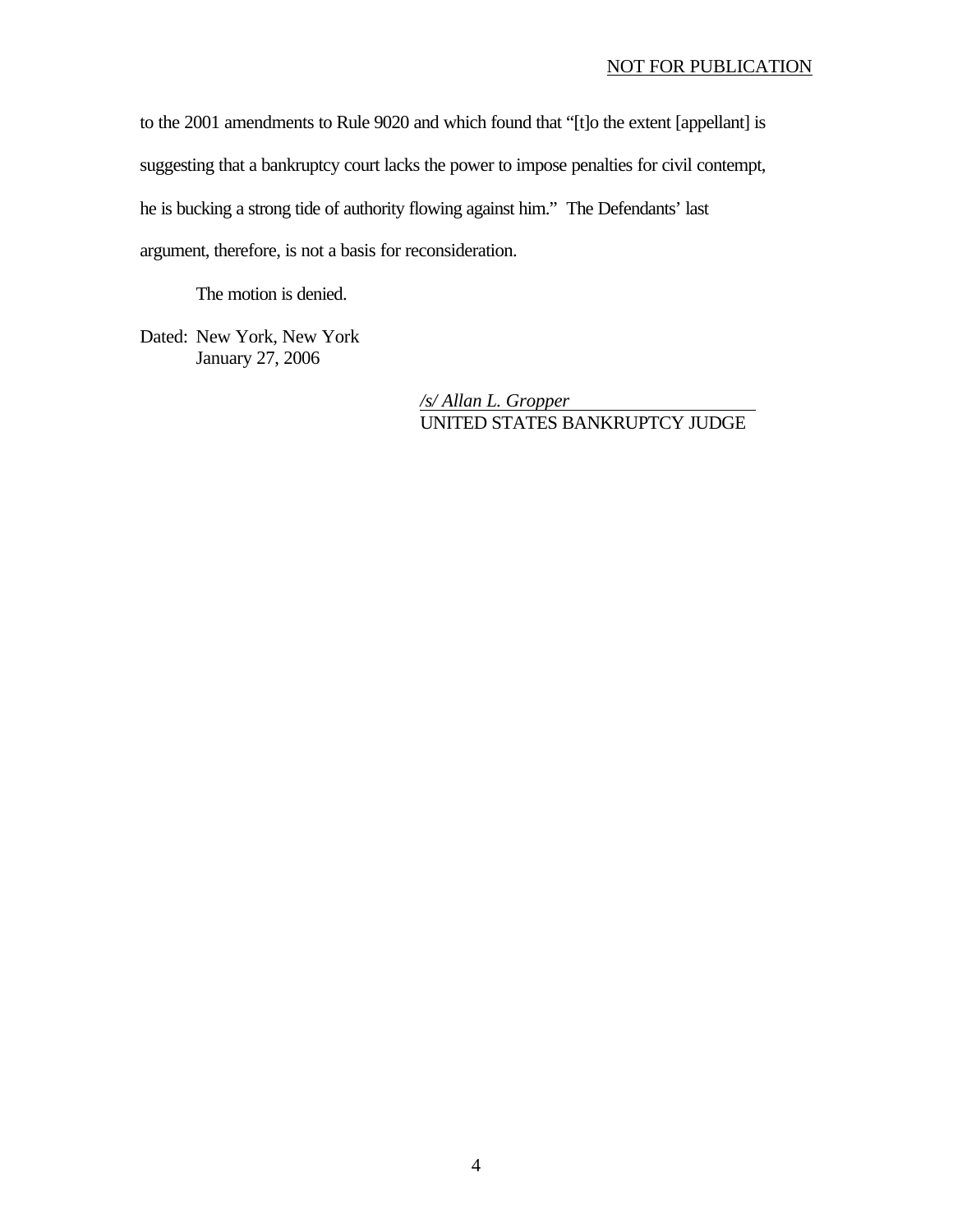to the 2001 amendments to Rule 9020 and which found that "[t]o the extent [appellant] is suggesting that a bankruptcy court lacks the power to impose penalties for civil contempt, he is bucking a strong tide of authority flowing against him." The Defendants' last argument, therefore, is not a basis for reconsideration.

The motion is denied.

Dated: New York, New York
January 27, 2006

*/s/ Allan L. Gropper*
UNITED STATES BANKRUPTCY JUDGE